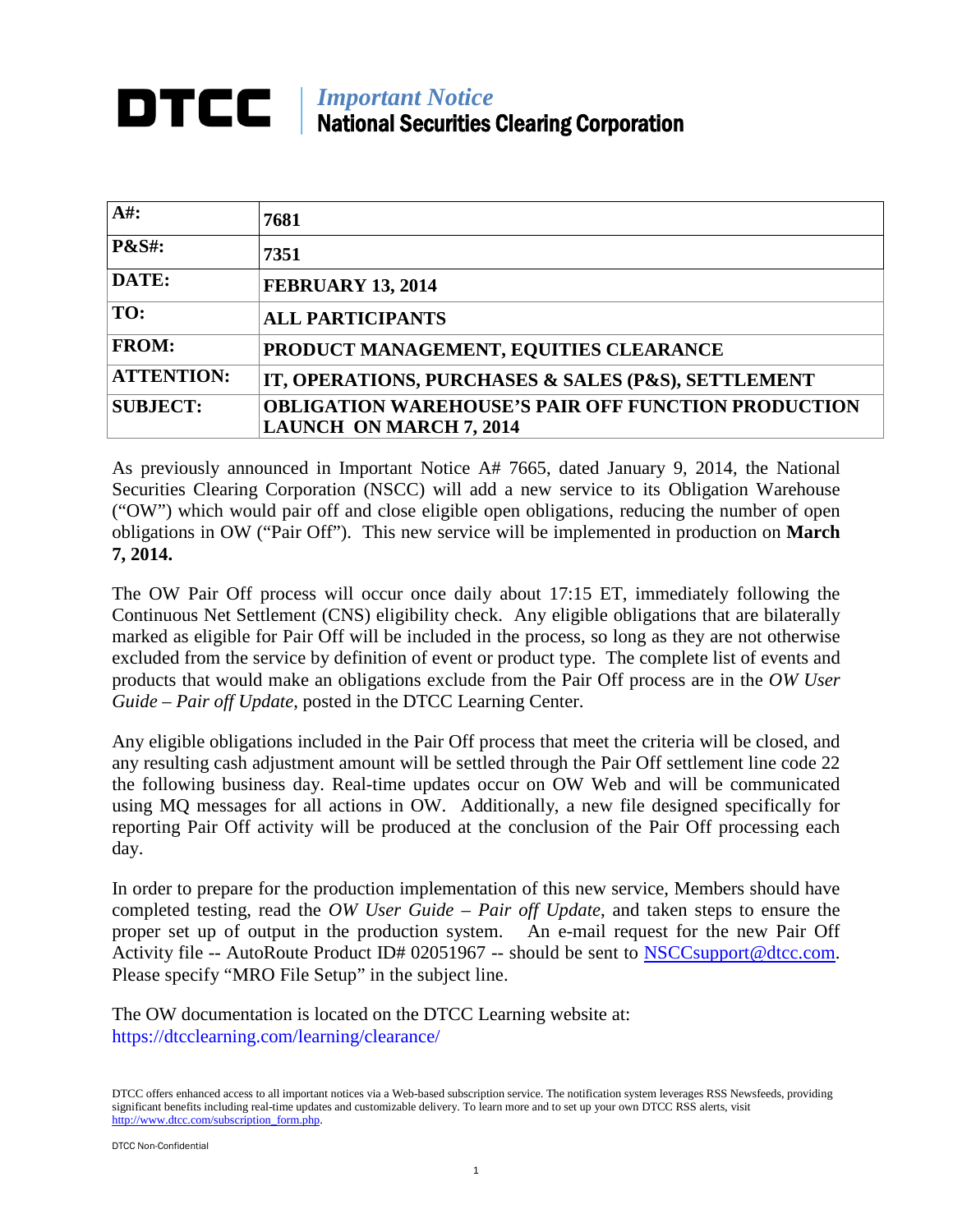# DTCC | *Important Notice* National Securities Clearing Corporation

| | |
|---|---|
| **A#:** | **7681** |
| **P&S#:** | **7351** |
| **DATE:** | **FEBRUARY 13, 2014** |
| **TO:** | **ALL PARTICIPANTS** |
| **FROM:** | **PRODUCT MANAGEMENT, EQUITIES CLEARANCE** |
| **ATTENTION:** | **IT, OPERATIONS, PURCHASES & SALES (P&S), SETTLEMENT** |
| **SUBJECT:** | **OBLIGATION WAREHOUSE'S PAIR OFF FUNCTION PRODUCTION LAUNCH ON MARCH 7, 2014** |

As previously announced in Important Notice A# 7665, dated January 9, 2014, the National Securities Clearing Corporation (NSCC) will add a new service to its Obligation Warehouse ("OW") which would pair off and close eligible open obligations, reducing the number of open obligations in OW ("Pair Off"). This new service will be implemented in production on **March 7, 2014.**

The OW Pair Off process will occur once daily about 17:15 ET, immediately following the Continuous Net Settlement (CNS) eligibility check. Any eligible obligations that are bilaterally marked as eligible for Pair Off will be included in the process, so long as they are not otherwise excluded from the service by definition of event or product type. The complete list of events and products that would make an obligations exclude from the Pair Off process are in the *OW User Guide – Pair off Update*, posted in the DTCC Learning Center.

Any eligible obligations included in the Pair Off process that meet the criteria will be closed, and any resulting cash adjustment amount will be settled through the Pair Off settlement line code 22 the following business day. Real-time updates occur on OW Web and will be communicated using MQ messages for all actions in OW. Additionally, a new file designed specifically for reporting Pair Off activity will be produced at the conclusion of the Pair Off processing each day.

In order to prepare for the production implementation of this new service, Members should have completed testing, read the *OW User Guide – Pair off Update*, and taken steps to ensure the proper set up of output in the production system. An e-mail request for the new Pair Off Activity file -- AutoRoute Product ID# 02051967 -- should be sent to NSCCsupport@dtcc.com. Please specify "MRO File Setup" in the subject line.

The OW documentation is located on the DTCC Learning website at:
https://dtcclearning.com/learning/clearance/

DTCC offers enhanced access to all important notices via a Web-based subscription service. The notification system leverages RSS Newsfeeds, providing significant benefits including real-time updates and customizable delivery. To learn more and to set up your own DTCC RSS alerts, visit http://www.dtcc.com/subscription_form.php.

DTCC Non-Confidential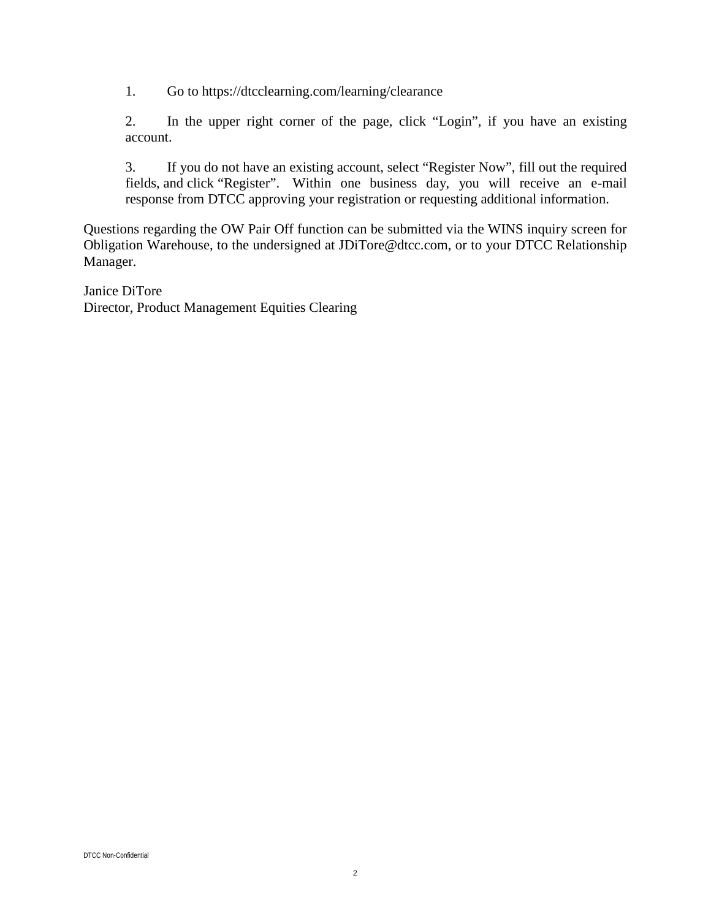1. Go to https://dtcclearning.com/learning/clearance

2. In the upper right corner of the page, click "Login", if you have an existing account.

3. If you do not have an existing account, select "Register Now", fill out the required fields, and click "Register". Within one business day, you will receive an e-mail response from DTCC approving your registration or requesting additional information.

Questions regarding the OW Pair Off function can be submitted via the WINS inquiry screen for Obligation Warehouse, to the undersigned at JDiTore@dtcc.com, or to your DTCC Relationship Manager.

Janice DiTore
Director, Product Management Equities Clearing

DTCC Non-Confidential